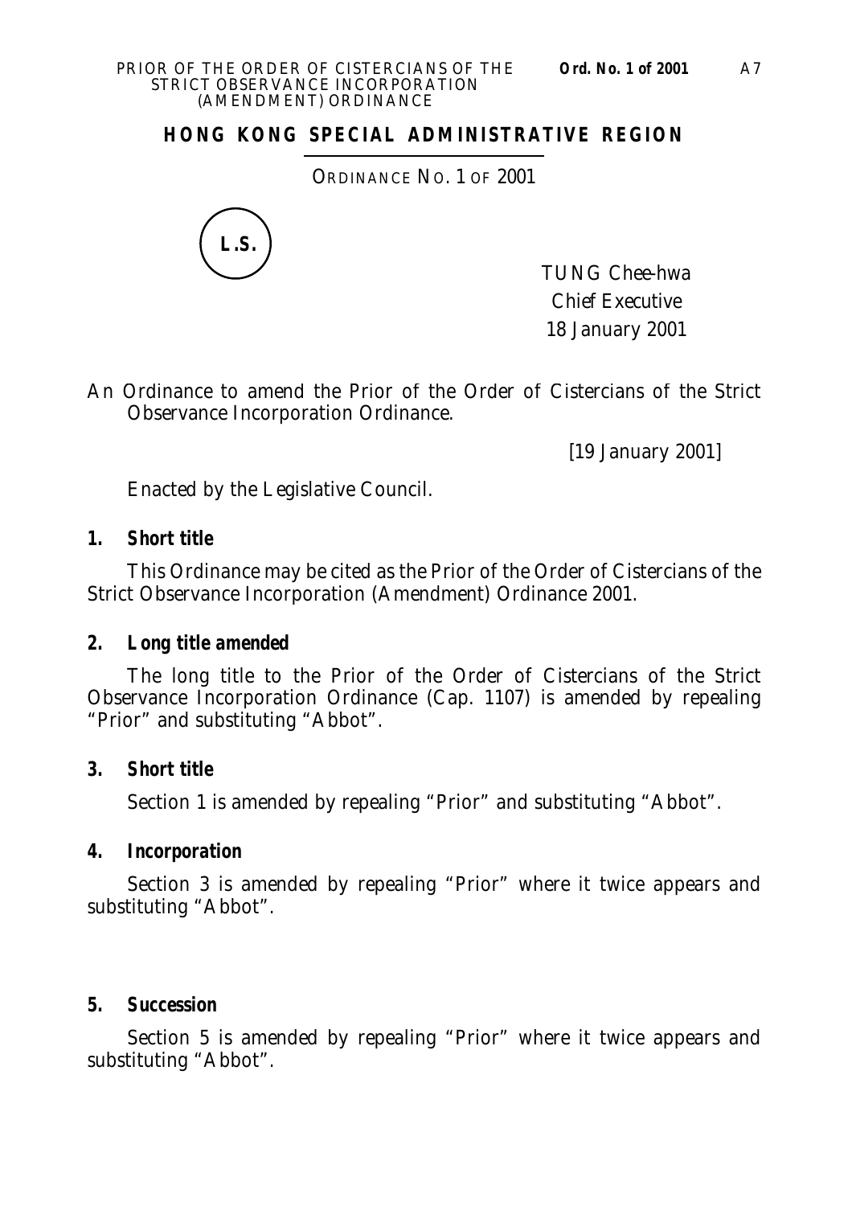**HONG KONG SPECIAL ADMINISTRATIVE REGION**

ORDINANCE NO. 1 OF 2001

L.S.

TUNG Chee-hwa
*Chief Executive*
18 January 2001

An Ordinance to amend the Prior of the Order of Cistercians of the Strict Observance Incorporation Ordinance.

[19 January 2001]

Enacted by the Legislative Council.

**1. Short title**

This Ordinance may be cited as the Prior of the Order of Cistercians of the Strict Observance Incorporation (Amendment) Ordinance 2001.

**2. Long title amended**

The long title to the Prior of the Order of Cistercians of the Strict Observance Incorporation Ordinance (Cap. 1107) is amended by repealing "Prior" and substituting "Abbot".

**3. Short title**

Section 1 is amended by repealing "Prior" and substituting "Abbot".

**4. Incorporation**

Section 3 is amended by repealing "Prior" where it twice appears and substituting "Abbot".

**5. Succession**

Section 5 is amended by repealing "Prior" where it twice appears and substituting "Abbot".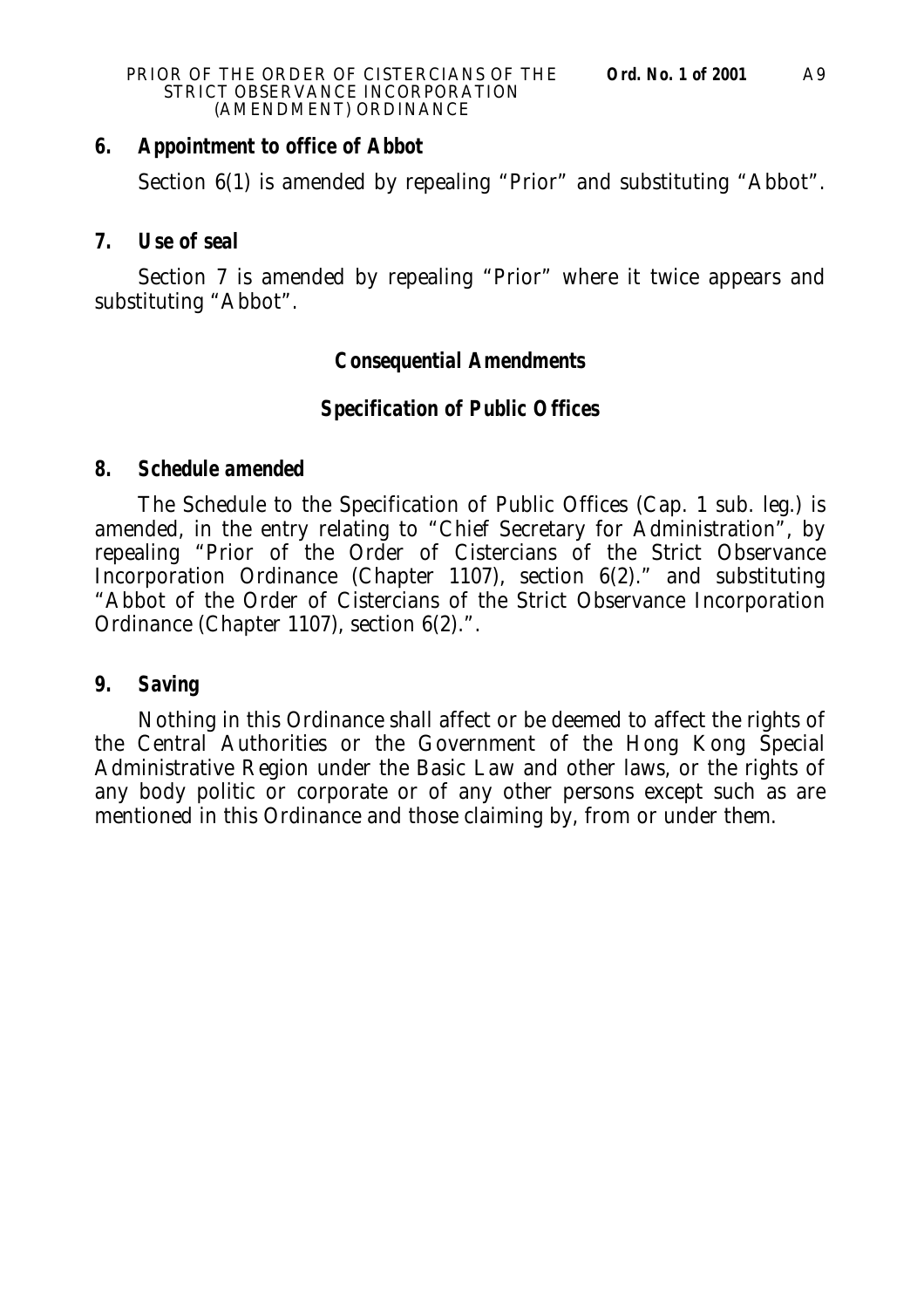**6. Appointment to office of Abbot**

Section 6(1) is amended by repealing "Prior" and substituting "Abbot".

**7. Use of seal**

Section 7 is amended by repealing "Prior" where it twice appears and substituting "Abbot".

**Consequential Amendments**

**Specification of Public Offices**

**8. Schedule amended**

The Schedule to the Specification of Public Offices (Cap. 1 sub. leg.) is amended, in the entry relating to "Chief Secretary for Administration", by repealing "Prior of the Order of Cistercians of the Strict Observance Incorporation Ordinance (Chapter 1107), section 6(2)." and substituting "Abbot of the Order of Cistercians of the Strict Observance Incorporation Ordinance (Chapter 1107), section 6(2).".

**9. Saving**

Nothing in this Ordinance shall affect or be deemed to affect the rights of the Central Authorities or the Government of the Hong Kong Special Administrative Region under the Basic Law and other laws, or the rights of any body politic or corporate or of any other persons except such as are mentioned in this Ordinance and those claiming by, from or under them.